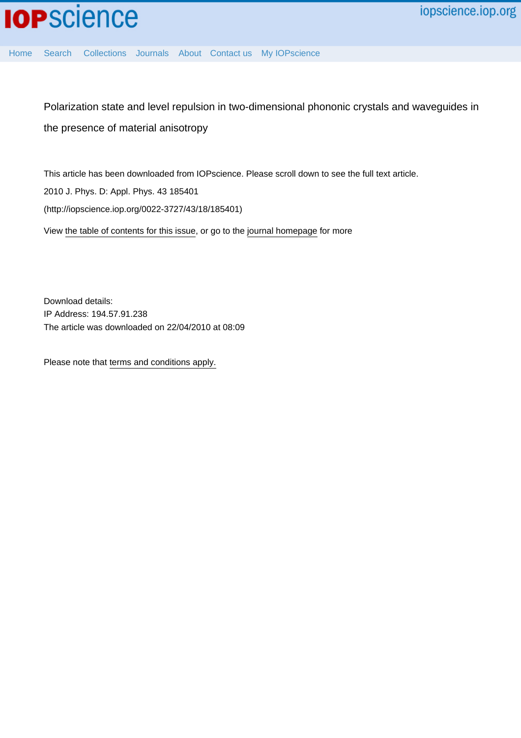# Polarization state and level repulsion in two-dimensional phononic crystals and waveguides in the presence of material anisotropy

This article has been downloaded from IOPscience. Please scroll down to see the full text article.

2010 J. Phys. D: Appl. Phys. 43 185401

(http://iopscience.iop.org/0022-3727/43/18/185401)

View the table of contents for this issue, or go to the journal homepage for more

Download details:
IP Address: 194.57.91.238
The article was downloaded on 22/04/2010 at 08:09

Please note that terms and conditions apply.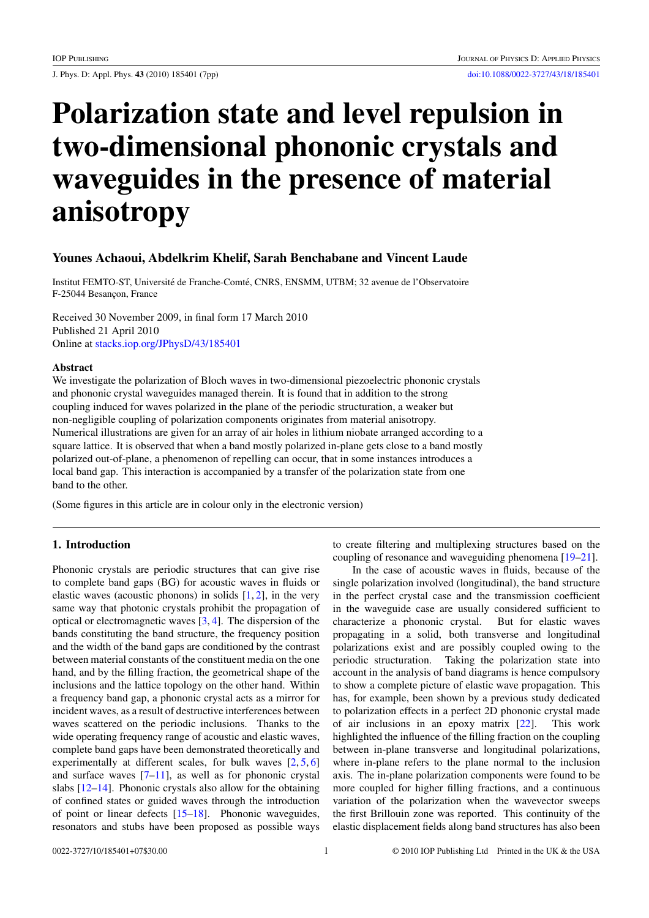# Polarization state and level repulsion in two-dimensional phononic crystals and waveguides in the presence of material anisotropy

### Younes Achaoui, Abdelkrim Khelif, Sarah Benchabane and Vincent Laude

Institut FEMTO-ST, Université de Franche-Comté, CNRS, ENSMM, UTBM; 32 avenue de l'Observatoire F-25044 Besançon, France

Received 30 November 2009, in final form 17 March 2010
Published 21 April 2010
Online at stacks.iop.org/JPhysD/43/185401

#### Abstract

We investigate the polarization of Bloch waves in two-dimensional piezoelectric phononic crystals and phononic crystal waveguides managed therein. It is found that in addition to the strong coupling induced for waves polarized in the plane of the periodic structuration, a weaker but non-negligible coupling of polarization components originates from material anisotropy. Numerical illustrations are given for an array of air holes in lithium niobate arranged according to a square lattice. It is observed that when a band mostly polarized in-plane gets close to a band mostly polarized out-of-plane, a phenomenon of repelling can occur, that in some instances introduces a local band gap. This interaction is accompanied by a transfer of the polarization state from one band to the other.

(Some figures in this article are in colour only in the electronic version)

## 1. Introduction

Phononic crystals are periodic structures that can give rise to complete band gaps (BG) for acoustic waves in fluids or elastic waves (acoustic phonons) in solids [1, 2], in the very same way that photonic crystals prohibit the propagation of optical or electromagnetic waves [3, 4]. The dispersion of the bands constituting the band structure, the frequency position and the width of the band gaps are conditioned by the contrast between material constants of the constituent media on the one hand, and by the filling fraction, the geometrical shape of the inclusions and the lattice topology on the other hand. Within a frequency band gap, a phononic crystal acts as a mirror for incident waves, as a result of destructive interferences between waves scattered on the periodic inclusions. Thanks to the wide operating frequency range of acoustic and elastic waves, complete band gaps have been demonstrated theoretically and experimentally at different scales, for bulk waves [2, 5, 6] and surface waves [7–11], as well as for phononic crystal slabs [12–14]. Phononic crystals also allow for the obtaining of confined states or guided waves through the introduction of point or linear defects [15–18]. Phononic waveguides, resonators and stubs have been proposed as possible ways to create filtering and multiplexing structures based on the coupling of resonance and waveguiding phenomena [19–21].

In the case of acoustic waves in fluids, because of the single polarization involved (longitudinal), the band structure in the perfect crystal case and the transmission coefficient in the waveguide case are usually considered sufficient to characterize a phononic crystal. But for elastic waves propagating in a solid, both transverse and longitudinal polarizations exist and are possibly coupled owing to the periodic structuration. Taking the polarization state into account in the analysis of band diagrams is hence compulsory to show a complete picture of elastic wave propagation. This has, for example, been shown by a previous study dedicated to polarization effects in a perfect 2D phononic crystal made of air inclusions in an epoxy matrix [22]. This work highlighted the influence of the filling fraction on the coupling between in-plane transverse and longitudinal polarizations, where in-plane refers to the plane normal to the inclusion axis. The in-plane polarization components were found to be more coupled for higher filling fractions, and a continuous variation of the polarization when the wavevector sweeps the first Brillouin zone was reported. This continuity of the elastic displacement fields along band structures has also been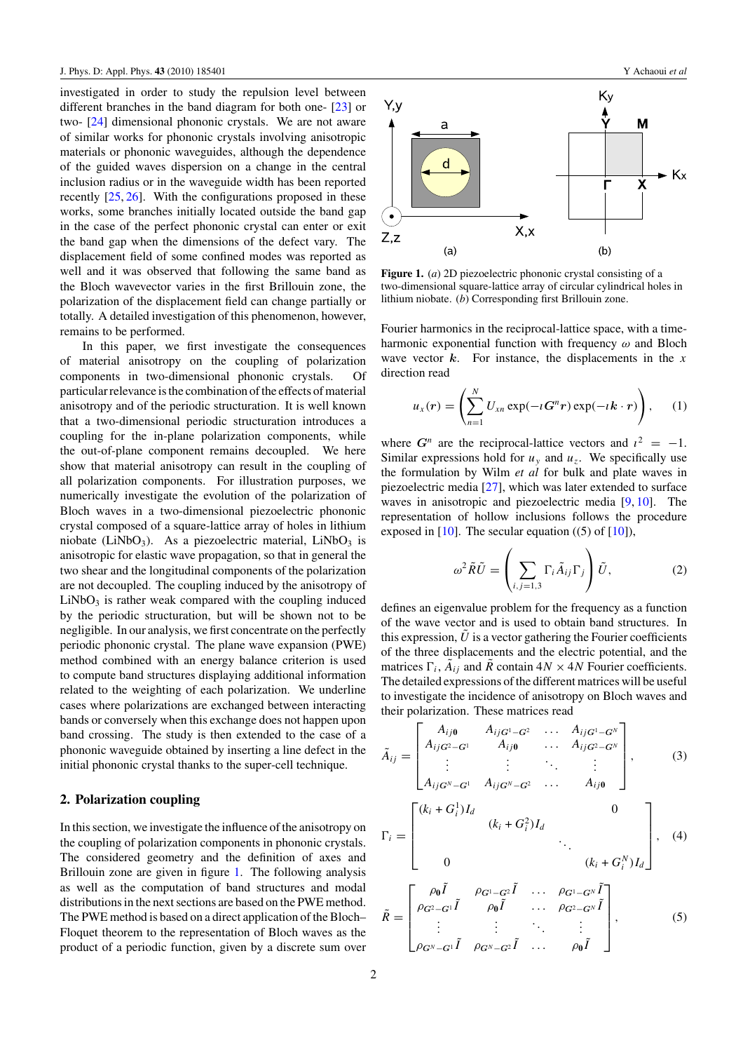investigated in order to study the repulsion level between different branches in the band diagram for both one- [23] or two- [24] dimensional phononic crystals. We are not aware of similar works for phononic crystals involving anisotropic materials or phononic waveguides, although the dependence of the guided waves dispersion on a change in the central inclusion radius or in the waveguide width has been reported recently [25, 26]. With the configurations proposed in these works, some branches initially located outside the band gap in the case of the perfect phononic crystal can enter or exit the band gap when the dimensions of the defect vary. The displacement field of some confined modes was reported as well and it was observed that following the same band as the Bloch wavevector varies in the first Brillouin zone, the polarization of the displacement field can change partially or totally. A detailed investigation of this phenomenon, however, remains to be performed.

In this paper, we first investigate the consequences of material anisotropy on the coupling of polarization components in two-dimensional phononic crystals. Of particular relevance is the combination of the effects of material anisotropy and of the periodic structuration. It is well known that a two-dimensional periodic structuration introduces a coupling for the in-plane polarization components, while the out-of-plane component remains decoupled. We here show that material anisotropy can result in the coupling of all polarization components. For illustration purposes, we numerically investigate the evolution of the polarization of Bloch waves in a two-dimensional piezoelectric phononic crystal composed of a square-lattice array of holes in lithium niobate ($LiNbO_3$). As a piezoelectric material, $LiNbO_3$ is anisotropic for elastic wave propagation, so that in general the two shear and the longitudinal components of the polarization are not decoupled. The coupling induced by the anisotropy of $LiNbO_3$ is rather weak compared with the coupling induced by the periodic structuration, but will be shown not to be negligible. In our analysis, we first concentrate on the perfectly periodic phononic crystal. The plane wave expansion (PWE) method combined with an energy balance criterion is used to compute band structures displaying additional information related to the weighting of each polarization. We underline cases where polarizations are exchanged between interacting bands or conversely when this exchange does not happen upon band crossing. The study is then extended to the case of a phononic waveguide obtained by inserting a line defect in the initial phononic crystal thanks to the super-cell technique.

## 2. Polarization coupling

In this section, we investigate the influence of the anisotropy on the coupling of polarization components in phononic crystals. The considered geometry and the definition of axes and Brillouin zone are given in figure 1. The following analysis as well as the computation of band structures and modal distributions in the next sections are based on the PWE method. The PWE method is based on a direct application of the Bloch–Floquet theorem to the representation of Bloch waves as the product of a periodic function, given by a discrete sum over

Y,y
a
d
Z,z
X,x
(a)
Ky
Y
M
Γ
X
Kx
(b)

**Figure 1.** (*a*) 2D piezoelectric phononic crystal consisting of a two-dimensional square-lattice array of circular cylindrical holes in lithium niobate. (*b*) Corresponding first Brillouin zone.

Fourier harmonics in the reciprocal-lattice space, with a time-harmonic exponential function with frequency $\omega$ and Bloch wave vector $\boldsymbol{k}$. For instance, the displacements in the $x$ direction read

$$u_x(\boldsymbol{r}) = \left( \sum_{n=1}^{N} U_{xn} \exp(-\imath \boldsymbol{G}^n \boldsymbol{r}) \exp(-\imath \boldsymbol{k} \cdot \boldsymbol{r}) \right), \qquad (1)$$

where $\boldsymbol{G}^n$ are the reciprocal-lattice vectors and $\imath^2 = -1$. Similar expressions hold for $u_y$ and $u_z$. We specifically use the formulation by Wilm *et al* for bulk and plate waves in piezoelectric media [27], which was later extended to surface waves in anisotropic and piezoelectric media [9, 10]. The representation of hollow inclusions follows the procedure exposed in [10]. The secular equation ((5) of [10]),

$$\omega^2 \tilde{R} \tilde{U} = \left( \sum_{i,j=1,3} \Gamma_i \tilde{A}_{ij} \Gamma_j \right) \tilde{U}, \qquad (2)$$

defines an eigenvalue problem for the frequency as a function of the wave vector and is used to obtain band structures. In this expression, $\tilde{U}$ is a vector gathering the Fourier coefficients of the three displacements and the electric potential, and the matrices $\Gamma_i$, $\tilde{A}_{ij}$ and $\tilde{R}$ contain $4N \times 4N$ Fourier coefficients. The detailed expressions of the different matrices will be useful to investigate the incidence of anisotropy on Bloch waves and their polarization. These matrices read

$$\tilde{A}_{ij} = \begin{bmatrix} A_{ij\boldsymbol{0}} & A_{ij\boldsymbol{G}^1-\boldsymbol{G}^2} & \dots & A_{ij\boldsymbol{G}^1-\boldsymbol{G}^N} \\ A_{ij\boldsymbol{G}^2-\boldsymbol{G}^1} & A_{ij\boldsymbol{0}} & \dots & A_{ij\boldsymbol{G}^2-\boldsymbol{G}^N} \\ \vdots & \vdots & \ddots & \vdots \\ A_{ij\boldsymbol{G}^N-\boldsymbol{G}^1} & A_{ij\boldsymbol{G}^N-\boldsymbol{G}^2} & \dots & A_{ij\boldsymbol{0}} \end{bmatrix}, \qquad (3)$$

$$\Gamma_i = \begin{bmatrix} (k_i + G_i^1) I_d & & & 0 \\ & (k_i + G_i^2) I_d & & \\ & & \ddots & \\ 0 & & & (k_i + G_i^N) I_d \end{bmatrix}, \qquad (4)$$

$$\tilde{R} = \begin{bmatrix} \rho_{\boldsymbol{0}} \tilde{I} & \rho_{\boldsymbol{G}^1-\boldsymbol{G}^2} \tilde{I} & \dots & \rho_{\boldsymbol{G}^1-\boldsymbol{G}^N} \tilde{I} \\ \rho_{\boldsymbol{G}^2-\boldsymbol{G}^1} \tilde{I} & \rho_{\boldsymbol{0}} \tilde{I} & \dots & \rho_{\boldsymbol{G}^2-\boldsymbol{G}^N} \tilde{I} \\ \vdots & \vdots & \ddots & \vdots \\ \rho_{\boldsymbol{G}^N-\boldsymbol{G}^1} \tilde{I} & \rho_{\boldsymbol{G}^N-\boldsymbol{G}^2} \tilde{I} & \dots & \rho_{\boldsymbol{0}} \tilde{I} \end{bmatrix}, \qquad (5)$$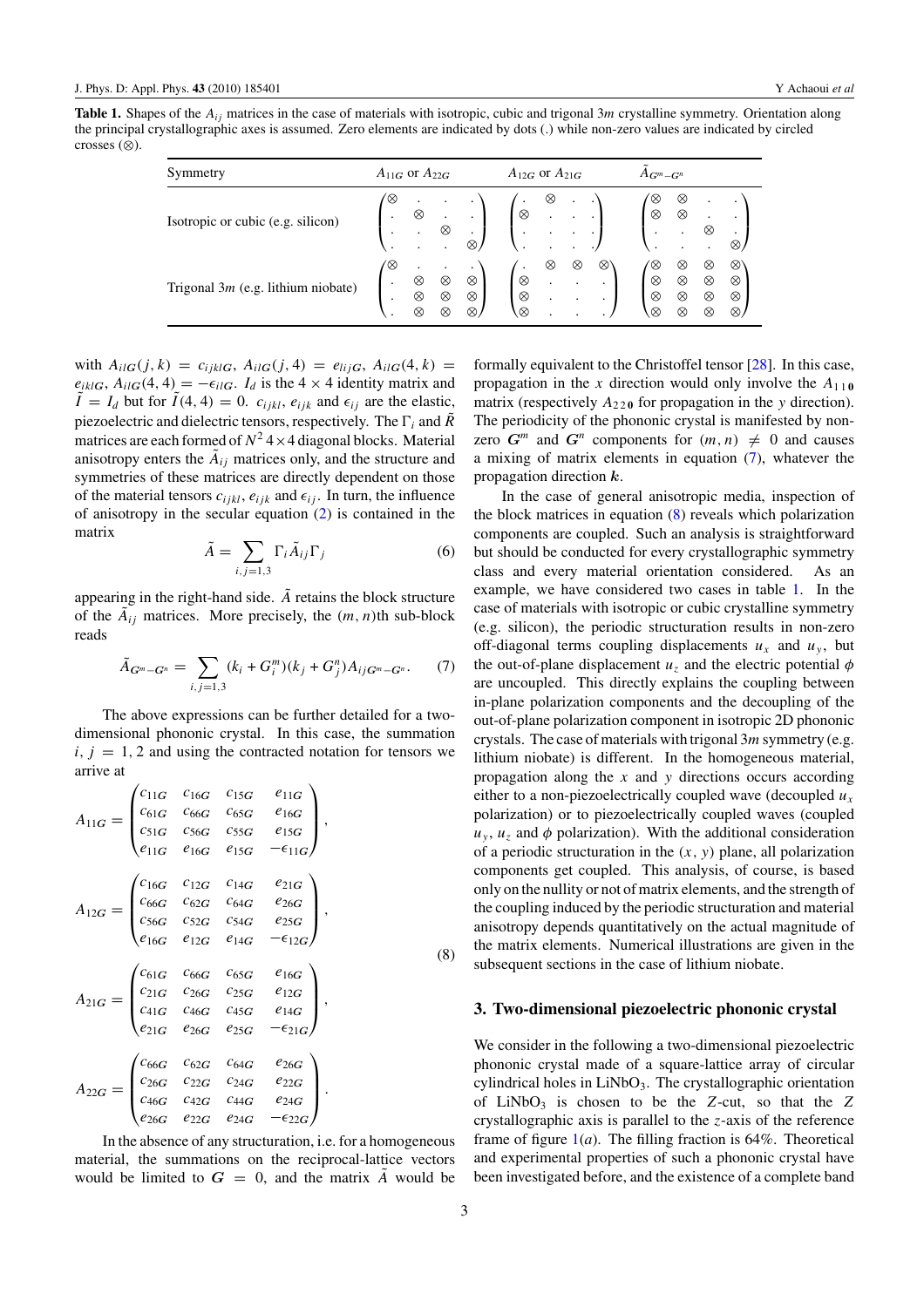**Table 1.** Shapes of the $A_{ij}$ matrices in the case of materials with isotropic, cubic and trigonal 3*m* crystalline symmetry. Orientation along the principal crystallographic axes is assumed. Zero elements are indicated by dots (.) while non-zero values are indicated by circled crosses (⊗).

| Symmetry | $A_{11G}$ or $A_{22G}$ | $A_{12G}$ or $A_{21G}$ | $\tilde{A}_{G^m-G^n}$ |
|---|---|---|---|
| Isotropic or cubic (e.g. silicon) | $\begin{pmatrix} \otimes & . & . & . \\ . & \otimes & . & . \\ . & . & \otimes & . \\ . & . & . & \otimes \end{pmatrix}$ | $\begin{pmatrix} . & \otimes & . & . \\ \otimes & . & . & . \\ . & . & . & . \\ . & . & . & . \end{pmatrix}$ | $\begin{pmatrix} \otimes & \otimes & . & . \\ \otimes & \otimes & . & . \\ . & . & \otimes & . \\ . & . & . & \otimes \end{pmatrix}$ |
| Trigonal 3*m* (e.g. lithium niobate) | $\begin{pmatrix} \otimes & . & . & . \\ . & \otimes & \otimes & \otimes \\ . & \otimes & \otimes & \otimes \\ . & \otimes & \otimes & \otimes \end{pmatrix}$ | $\begin{pmatrix} . & \otimes & \otimes & \otimes \\ \otimes & . & . & . \\ \otimes & . & . & . \\ \otimes & . & . & . \end{pmatrix}$ | $\begin{pmatrix} \otimes & \otimes & \otimes & \otimes \\ \otimes & \otimes & \otimes & \otimes \\ \otimes & \otimes & \otimes & \otimes \\ \otimes & \otimes & \otimes & \otimes \end{pmatrix}$ |

with $A_{ilG}(j,k) = c_{ijklG}$, $A_{ilG}(j,4) = e_{lijG}$, $A_{ilG}(4,k) = e_{iklG}$, $A_{ilG}(4,4) = -\epsilon_{ilG}$. $I_d$ is the $4 \times 4$ identity matrix and $\tilde{I} = I_d$ but for $\tilde{I}(4,4) = 0$. $c_{ijkl}$, $e_{ijk}$ and $\epsilon_{ij}$ are the elastic, piezoelectric and dielectric tensors, respectively. The $\Gamma_i$ and $\tilde{R}$ matrices are each formed of $N^2$ $4 \times 4$ diagonal blocks. Material anisotropy enters the $\tilde{A}_{ij}$ matrices only, and the structure and symmetries of these matrices are directly dependent on those of the material tensors $c_{ijkl}$, $e_{ijk}$ and $\epsilon_{ij}$. In turn, the influence of anisotropy in the secular equation (2) is contained in the matrix

$$\tilde{A} = \sum_{i,j=1,3} \Gamma_i \tilde{A}_{ij} \Gamma_j \qquad (6)$$

appearing in the right-hand side. $\tilde{A}$ retains the block structure of the $\tilde{A}_{ij}$ matrices. More precisely, the $(m,n)$th sub-block reads

$$\tilde{A}_{G^m-G^n} = \sum_{i,j=1,3} (k_i + G_i^m)(k_j + G_j^n) A_{ijG^m-G^n}. \qquad (7)$$

The above expressions can be further detailed for a two-dimensional phononic crystal. In this case, the summation $i, j = 1, 2$ and using the contracted notation for tensors we arrive at

$$A_{11G} = \begin{pmatrix} c_{11G} & c_{16G} & c_{15G} & e_{11G} \\ c_{61G} & c_{66G} & c_{65G} & e_{16G} \\ c_{51G} & c_{56G} & c_{55G} & e_{15G} \\ e_{11G} & e_{16G} & e_{15G} & -\epsilon_{11G} \end{pmatrix},$$

$$A_{12G} = \begin{pmatrix} c_{16G} & c_{12G} & c_{14G} & e_{21G} \\ c_{66G} & c_{62G} & c_{64G} & e_{26G} \\ c_{56G} & c_{52G} & c_{54G} & e_{25G} \\ e_{16G} & e_{12G} & e_{14G} & -\epsilon_{12G} \end{pmatrix},$$

$$A_{21G} = \begin{pmatrix} c_{61G} & c_{66G} & c_{65G} & e_{16G} \\ c_{21G} & c_{26G} & c_{25G} & e_{12G} \\ c_{41G} & c_{46G} & c_{45G} & e_{14G} \\ e_{21G} & e_{26G} & e_{25G} & -\epsilon_{21G} \end{pmatrix},$$

$$A_{22G} = \begin{pmatrix} c_{66G} & c_{62G} & c_{64G} & e_{26G} \\ c_{26G} & c_{22G} & c_{24G} & e_{22G} \\ c_{46G} & c_{42G} & c_{44G} & e_{24G} \\ e_{26G} & e_{22G} & e_{24G} & -\epsilon_{22G} \end{pmatrix}. \qquad (8)$$

In the absence of any structuration, i.e. for a homogeneous material, the summations on the reciprocal-lattice vectors would be limited to $\boldsymbol{G} = 0$, and the matrix $\tilde{A}$ would be formally equivalent to the Christoffel tensor [28]. In this case, propagation in the $x$ direction would only involve the $A_{11\mathbf{0}}$ matrix (respectively $A_{22\mathbf{0}}$ for propagation in the $y$ direction). The periodicity of the phononic crystal is manifested by non-zero $\boldsymbol{G}^m$ and $\boldsymbol{G}^n$ components for $(m,n) \neq 0$ and causes a mixing of matrix elements in equation (7), whatever the propagation direction $\boldsymbol{k}$.

In the case of general anisotropic media, inspection of the block matrices in equation (8) reveals which polarization components are coupled. Such an analysis is straightforward but should be conducted for every crystallographic symmetry class and every material orientation considered. As an example, we have considered two cases in table 1. In the case of materials with isotropic or cubic crystalline symmetry (e.g. silicon), the periodic structuration results in non-zero off-diagonal terms coupling displacements $u_x$ and $u_y$, but the out-of-plane displacement $u_z$ and the electric potential $\phi$ are uncoupled. This directly explains the coupling between in-plane polarization components and the decoupling of the out-of-plane polarization component in isotropic 2D phononic crystals. The case of materials with trigonal 3*m* symmetry (e.g. lithium niobate) is different. In the homogeneous material, propagation along the $x$ and $y$ directions occurs according either to a non-piezoelectrically coupled wave (decoupled $u_x$ polarization) or to piezoelectrically coupled waves (coupled $u_y$, $u_z$ and $\phi$ polarization). With the additional consideration of a periodic structuration in the $(x, y)$ plane, all polarization components get coupled. This analysis, of course, is based only on the nullity or not of matrix elements, and the strength of the coupling induced by the periodic structuration and material anisotropy depends quantitatively on the actual magnitude of the matrix elements. Numerical illustrations are given in the subsequent sections in the case of lithium niobate.

## 3. Two-dimensional piezoelectric phononic crystal

We consider in the following a two-dimensional piezoelectric phononic crystal made of a square-lattice array of circular cylindrical holes in $LiNbO_3$. The crystallographic orientation of $LiNbO_3$ is chosen to be the $Z$-cut, so that the $Z$ crystallographic axis is parallel to the $z$-axis of the reference frame of figure 1(*a*). The filling fraction is 64%. Theoretical and experimental properties of such a phononic crystal have been investigated before, and the existence of a complete band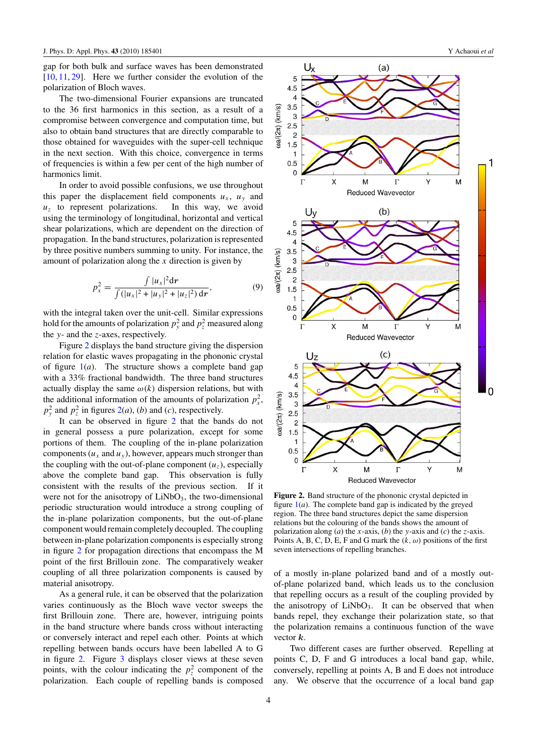gap for both bulk and surface waves has been demonstrated [10, 11, 29]. Here we further consider the evolution of the polarization of Bloch waves.

The two-dimensional Fourier expansions are truncated to the 36 first harmonics in this section, as a result of a compromise between convergence and computation time, but also to obtain band structures that are directly comparable to those obtained for waveguides with the super-cell technique in the next section. With this choice, convergence in terms of frequencies is within a few per cent of the high number of harmonics limit.

In order to avoid possible confusions, we use throughout this paper the displacement field components $u_x$, $u_y$ and $u_z$ to represent polarizations. In this way, we avoid using the terminology of longitudinal, horizontal and vertical shear polarizations, which are dependent on the direction of propagation. In the band structures, polarization is represented by three positive numbers summing to unity. For instance, the amount of polarization along the $x$ direction is given by

$$p_x^2 = \frac{\int |u_x|^2 \mathrm{d}\mathbf{r}}{\int (|u_x|^2 + |u_y|^2 + |u_z|^2)\, \mathrm{d}\mathbf{r}}, \tag{9}$$

with the integral taken over the unit-cell. Similar expressions hold for the amounts of polarization $p_y^2$ and $p_z^2$ measured along the $y$- and the $z$-axes, respectively.

Figure 2 displays the band structure giving the dispersion relation for elastic waves propagating in the phononic crystal of figure 1(*a*). The structure shows a complete band gap with a 33% fractional bandwidth. The three band structures actually display the same $\omega(k)$ dispersion relations, but with the additional information of the amounts of polarization $p_x^2$, $p_y^2$ and $p_z^2$ in figures 2(*a*), (*b*) and (*c*), respectively.

It can be observed in figure 2 that the bands do not in general possess a pure polarization, except for some portions of them. The coupling of the in-plane polarization components ($u_x$ and $u_y$), however, appears much stronger than the coupling with the out-of-plane component ($u_z$), especially above the complete band gap. This observation is fully consistent with the results of the previous section. If it were not for the anisotropy of $LiNbO_3$, the two-dimensional periodic structuration would introduce a strong coupling of the in-plane polarization components, but the out-of-plane component would remain completely decoupled. The coupling between in-plane polarization components is especially strong in figure 2 for propagation directions that encompass the M point of the first Brillouin zone. The comparatively weaker coupling of all three polarization components is caused by material anisotropy.

As a general rule, it can be observed that the polarization varies continuously as the Bloch wave vector sweeps the first Brillouin zone. There are, however, intriguing points in the band structure where bands cross without interacting or conversely interact and repel each other. Points at which repelling between bands occurs have been labelled A to G in figure 2. Figure 3 displays closer views at these seven points, with the colour indicating the $p_z^2$ component of the polarization. Each couple of repelling bands is composed

**Figure 2.** Band structure of the phononic crystal depicted in figure 1(*a*). The complete band gap is indicated by the greyed region. The three band structures depict the same dispersion relations but the colouring of the bands shows the amount of polarization along (*a*) the $x$-axis, (*b*) the $y$-axis and (*c*) the $z$-axis. Points A, B, C, D, E, F and G mark the $(k, \omega)$ positions of the first seven intersections of repelling branches.

of a mostly in-plane polarized band and of a mostly out-of-plane polarized band, which leads us to the conclusion that repelling occurs as a result of the coupling provided by the anisotropy of $LiNbO_3$. It can be observed that when bands repel, they exchange their polarization state, so that the polarization remains a continuous function of the wave vector $\boldsymbol{k}$.

Two different cases are further observed. Repelling at points C, D, F and G introduces a local band gap, while, conversely, repelling at points A, B and E does not introduce any. We observe that the occurrence of a local band gap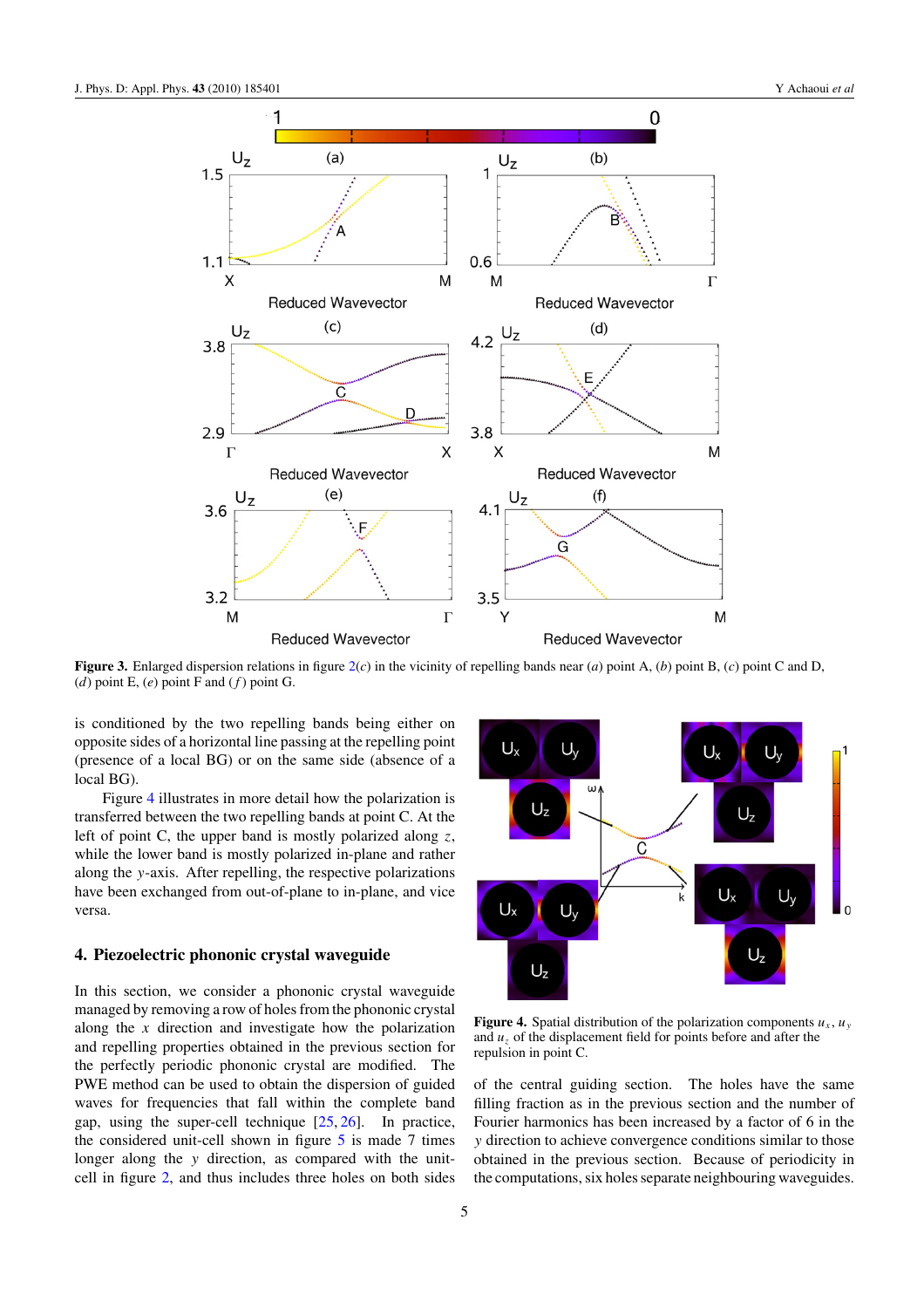**Figure 3.** Enlarged dispersion relations in figure 2(*c*) in the vicinity of repelling bands near (*a*) point A, (*b*) point B, (*c*) point C and D, (*d*) point E, (*e*) point F and (*f*) point G.

is conditioned by the two repelling bands being either on opposite sides of a horizontal line passing at the repelling point (presence of a local BG) or on the same side (absence of a local BG).

Figure 4 illustrates in more detail how the polarization is transferred between the two repelling bands at point C. At the left of point C, the upper band is mostly polarized along $z$, while the lower band is mostly polarized in-plane and rather along the $y$-axis. After repelling, the respective polarizations have been exchanged from out-of-plane to in-plane, and vice versa.

## 4. Piezoelectric phononic crystal waveguide

In this section, we consider a phononic crystal waveguide managed by removing a row of holes from the phononic crystal along the $x$ direction and investigate how the polarization and repelling properties obtained in the previous section for the perfectly periodic phononic crystal are modified. The PWE method can be used to obtain the dispersion of guided waves for frequencies that fall within the complete band gap, using the super-cell technique [25, 26]. In practice, the considered unit-cell shown in figure 5 is made 7 times longer along the $y$ direction, as compared with the unit-cell in figure 2, and thus includes three holes on both sides of the central guiding section. The holes have the same filling fraction as in the previous section and the number of Fourier harmonics has been increased by a factor of 6 in the $y$ direction to achieve convergence conditions similar to those obtained in the previous section. Because of periodicity in the computations, six holes separate neighbouring waveguides.

**Figure 4.** Spatial distribution of the polarization components $u_x$, $u_y$ and $u_z$ of the displacement field for points before and after the repulsion in point C.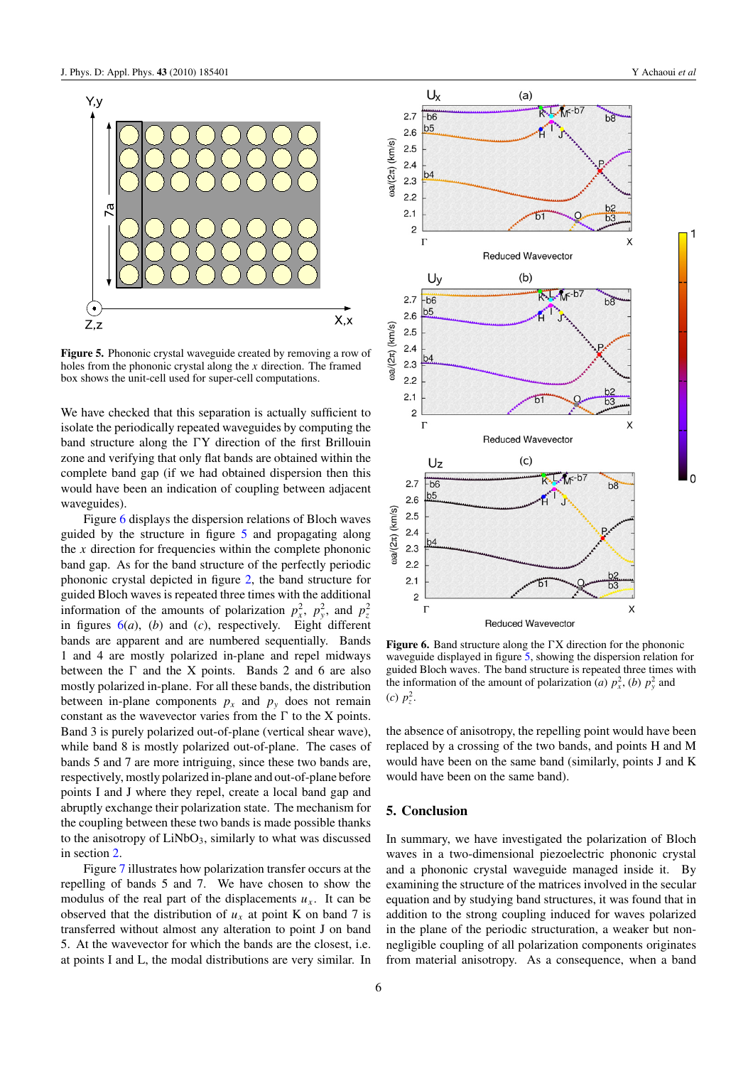**Figure 5.** Phononic crystal waveguide created by removing a row of holes from the phononic crystal along the $x$ direction. The framed box shows the unit-cell used for super-cell computations.

We have checked that this separation is actually sufficient to isolate the periodically repeated waveguides by computing the band structure along the ΓY direction of the first Brillouin zone and verifying that only flat bands are obtained within the complete band gap (if we had obtained dispersion then this would have been an indication of coupling between adjacent waveguides).

Figure 6 displays the dispersion relations of Bloch waves guided by the structure in figure 5 and propagating along the $x$ direction for frequencies within the complete phononic band gap. As for the band structure of the perfectly periodic phononic crystal depicted in figure 2, the band structure for guided Bloch waves is repeated three times with the additional information of the amounts of polarization $p_x^2$, $p_y^2$, and $p_z^2$ in figures 6(*a*), (*b*) and (*c*), respectively. Eight different bands are apparent and are numbered sequentially. Bands 1 and 4 are mostly polarized in-plane and repel midways between the Γ and the X points. Bands 2 and 6 are also mostly polarized in-plane. For all these bands, the distribution between in-plane components $p_x$ and $p_y$ does not remain constant as the wavevector varies from the Γ to the X points. Band 3 is purely polarized out-of-plane (vertical shear wave), while band 8 is mostly polarized out-of-plane. The cases of bands 5 and 7 are more intriguing, since these two bands are, respectively, mostly polarized in-plane and out-of-plane before points I and J where they repel, create a local band gap and abruptly exchange their polarization state. The mechanism for the coupling between these two bands is made possible thanks to the anisotropy of $LiNbO_3$, similarly to what was discussed in section 2.

Figure 7 illustrates how polarization transfer occurs at the repelling of bands 5 and 7. We have chosen to show the modulus of the real part of the displacements $u_x$. It can be observed that the distribution of $u_x$ at point K on band 7 is transferred without almost any alteration to point J on band 5. At the wavevector for which the bands are the closest, i.e. at points I and L, the modal distributions are very similar. In

**Figure 6.** Band structure along the ΓX direction for the phononic waveguide displayed in figure 5, showing the dispersion relation for guided Bloch waves. The band structure is repeated three times with the information of the amount of polarization (*a*) $p_x^2$, (*b*) $p_y^2$ and (*c*) $p_z^2$.

the absence of anisotropy, the repelling point would have been replaced by a crossing of the two bands, and points H and M would have been on the same band (similarly, points J and K would have been on the same band).

## 5. Conclusion

In summary, we have investigated the polarization of Bloch waves in a two-dimensional piezoelectric phononic crystal and a phononic crystal waveguide managed inside it. By examining the structure of the matrices involved in the secular equation and by studying band structures, it was found that in addition to the strong coupling induced for waves polarized in the plane of the periodic structuration, a weaker but non-negligible coupling of all polarization components originates from material anisotropy. As a consequence, when a band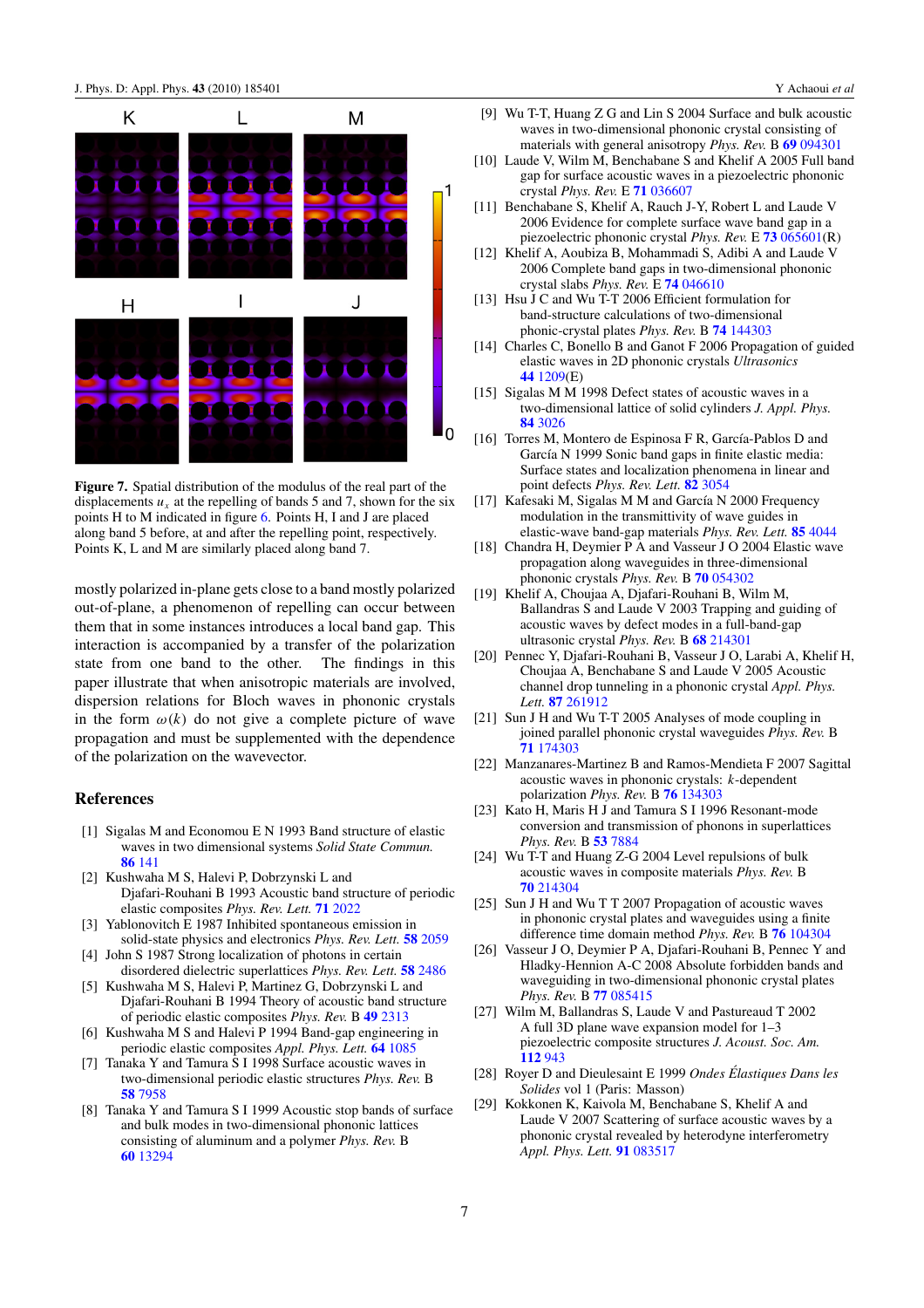K L M

H I J

1

0

**Figure 7.** Spatial distribution of the modulus of the real part of the displacements $u_x$ at the repelling of bands 5 and 7, shown for the six points H to M indicated in figure 6. Points H, I and J are placed along band 5 before, at and after the repelling point, respectively. Points K, L and M are similarly placed along band 7.

mostly polarized in-plane gets close to a band mostly polarized out-of-plane, a phenomenon of repelling can occur between them that in some instances introduces a local band gap. This interaction is accompanied by a transfer of the polarization state from one band to the other. The findings in this paper illustrate that when anisotropic materials are involved, dispersion relations for Bloch waves in phononic crystals in the form $\omega(k)$ do not give a complete picture of wave propagation and must be supplemented with the dependence of the polarization on the wavevector.

## References

[1] Sigalas M and Economou E N 1993 Band structure of elastic waves in two dimensional systems *Solid State Commun.* **86** 141

[2] Kushwaha M S, Halevi P, Dobrzynski L and Djafari-Rouhani B 1993 Acoustic band structure of periodic elastic composites *Phys. Rev. Lett.* **71** 2022

[3] Yablonovitch E 1987 Inhibited spontaneous emission in solid-state physics and electronics *Phys. Rev. Lett.* **58** 2059

[4] John S 1987 Strong localization of photons in certain disordered dielectric superlattices *Phys. Rev. Lett.* **58** 2486

[5] Kushwaha M S, Halevi P, Martinez G, Dobrzynski L and Djafari-Rouhani B 1994 Theory of acoustic band structure of periodic elastic composites *Phys. Rev.* B **49** 2313

[6] Kushwaha M S and Halevi P 1994 Band-gap engineering in periodic elastic composites *Appl. Phys. Lett.* **64** 1085

[7] Tanaka Y and Tamura S I 1998 Surface acoustic waves in two-dimensional periodic elastic structures *Phys. Rev.* B **58** 7958

[8] Tanaka Y and Tamura S I 1999 Acoustic stop bands of surface and bulk modes in two-dimensional phononic lattices consisting of aluminum and a polymer *Phys. Rev.* B **60** 13294

[9] Wu T-T, Huang Z G and Lin S 2004 Surface and bulk acoustic waves in two-dimensional phononic crystal consisting of materials with general anisotropy *Phys. Rev.* B **69** 094301

[10] Laude V, Wilm M, Benchabane S and Khelif A 2005 Full band gap for surface acoustic waves in a piezoelectric phononic crystal *Phys. Rev.* E **71** 036607

[11] Benchabane S, Khelif A, Rauch J-Y, Robert L and Laude V 2006 Evidence for complete surface wave band gap in a piezoelectric phononic crystal *Phys. Rev.* E **73** 065601(R)

[12] Khelif A, Aoubiza B, Mohammadi S, Adibi A and Laude V 2006 Complete band gaps in two-dimensional phononic crystal slabs *Phys. Rev.* E **74** 046610

[13] Hsu J C and Wu T-T 2006 Efficient formulation for band-structure calculations of two-dimensional phonic-crystal plates *Phys. Rev.* B **74** 144303

[14] Charles C, Bonello B and Ganot F 2006 Propagation of guided elastic waves in 2D phononic crystals *Ultrasonics* **44** 1209(E)

[15] Sigalas M M 1998 Defect states of acoustic waves in a two-dimensional lattice of solid cylinders *J. Appl. Phys.* **84** 3026

[16] Torres M, Montero de Espinosa F R, García-Pablos D and García N 1999 Sonic band gaps in finite elastic media: Surface states and localization phenomena in linear and point defects *Phys. Rev. Lett.* **82** 3054

[17] Kafesaki M, Sigalas M M and García N 2000 Frequency modulation in the transmittivity of wave guides in elastic-wave band-gap materials *Phys. Rev. Lett.* **85** 4044

[18] Chandra H, Deymier P A and Vasseur J O 2004 Elastic wave propagation along waveguides in three-dimensional phononic crystals *Phys. Rev.* B **70** 054302

[19] Khelif A, Choujaa A, Djafari-Rouhani B, Wilm M, Ballandras S and Laude V 2003 Trapping and guiding of acoustic waves by defect modes in a full-band-gap ultrasonic crystal *Phys. Rev.* B **68** 214301

[20] Pennec Y, Djafari-Rouhani B, Vasseur J O, Larabi A, Khelif H, Choujaa A, Benchabane S and Laude V 2005 Acoustic channel drop tunneling in a phononic crystal *Appl. Phys. Lett.* **87** 261912

[21] Sun J H and Wu T-T 2005 Analyses of mode coupling in joined parallel phononic crystal waveguides *Phys. Rev.* B **71** 174303

[22] Manzanares-Martinez B and Ramos-Mendieta F 2007 Sagittal acoustic waves in phononic crystals: *k*-dependent polarization *Phys. Rev.* B **76** 134303

[23] Kato H, Maris H J and Tamura S I 1996 Resonant-mode conversion and transmission of phonons in superlattices *Phys. Rev.* B **53** 7884

[24] Wu T-T and Huang Z-G 2004 Level repulsions of bulk acoustic waves in composite materials *Phys. Rev.* B **70** 214304

[25] Sun J H and Wu T T 2007 Propagation of acoustic waves in phononic crystal plates and waveguides using a finite difference time domain method *Phys. Rev.* B **76** 104304

[26] Vasseur J O, Deymier P A, Djafari-Rouhani B, Pennec Y and Hladky-Hennion A-C 2008 Absolute forbidden bands and waveguiding in two-dimensional phononic crystal plates *Phys. Rev.* B **77** 085415

[27] Wilm M, Ballandras S, Laude V and Pastureaud T 2002 A full 3D plane wave expansion model for 1–3 piezoelectric composite structures *J. Acoust. Soc. Am.* **112** 943

[28] Royer D and Dieulesaint E 1999 *Ondes Élastiques Dans les Solides* vol 1 (Paris: Masson)

[29] Kokkonen K, Kaivola M, Benchabane S, Khelif A and Laude V 2007 Scattering of surface acoustic waves by a phononic crystal revealed by heterodyne interferometry *Appl. Phys. Lett.* **91** 083517